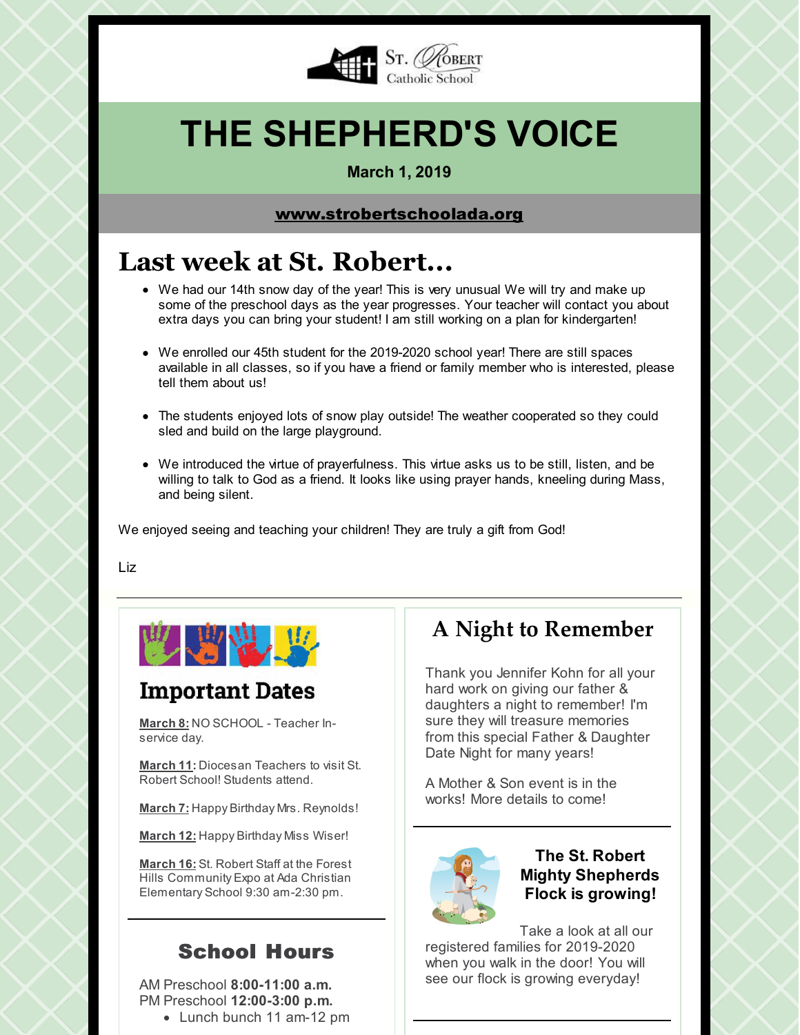St. Robert Catholic School

# THE SHEPHERD'S VOICE

**March 1, 2019**

**www.strobertschoolada.org**

## Last week at St. Robert...

- We had our 14th snow day of the year! This is very unusual We will try and make up some of the preschool days as the year progresses. Your teacher will contact you about extra days you can bring your student! I am still working on a plan for kindergarten!
- We enrolled our 45th student for the 2019-2020 school year! There are still spaces available in all classes, so if you have a friend or family member who is interested, please tell them about us!
- The students enjoyed lots of snow play outside! The weather cooperated so they could sled and build on the large playground.
- We introduced the virtue of prayerfulness. This virtue asks us to be still, listen, and be willing to talk to God as a friend. It looks like using prayer hands, kneeling during Mass, and being silent.

We enjoyed seeing and teaching your children! They are truly a gift from God!

Liz

---

## Important Dates

**March 8:** NO SCHOOL - Teacher In-service day.

**March 11:** Diocesan Teachers to visit St. Robert School! Students attend.

**March 7:** Happy Birthday Mrs. Reynolds!

**March 12:** Happy Birthday Miss Wiser!

**March 16:** St. Robert Staff at the Forest Hills Community Expo at Ada Christian Elementary School 9:30 am-2:30 pm.

---

## School Hours

AM Preschool **8:00-11:00 a.m.**
PM Preschool **12:00-3:00 p.m.**

- Lunch bunch 11 am-12 pm

## A Night to Remember

Thank you Jennifer Kohn for all your hard work on giving our father & daughters a night to remember! I'm sure they will treasure memories from this special Father & Daughter Date Night for many years!

A Mother & Son event is in the works! More details to come!

---

### The St. Robert Mighty Shepherds Flock is growing!

Take a look at all our registered families for 2019-2020 when you walk in the door! You will see our flock is growing everyday!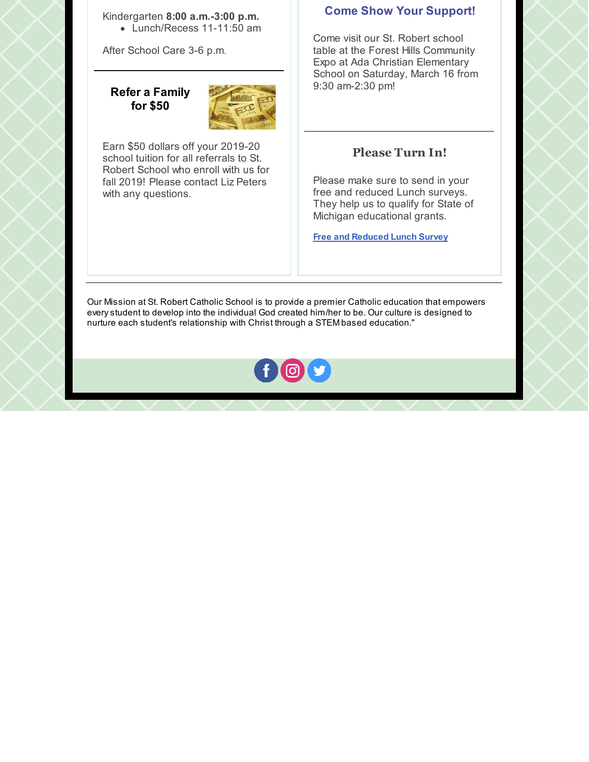Kindergarten **8:00 a.m.-3:00 p.m.**

- Lunch/Recess 11-11:50 am

After School Care 3-6 p.m.

---

**Refer a Family for $50**

Earn $50 dollars off your 2019-20 school tuition for all referrals to St. Robert School who enroll with us for fall 2019! Please contact Liz Peters with any questions.

## Come Show Your Support!

Come visit our St. Robert school table at the Forest Hills Community Expo at Ada Christian Elementary School on Saturday, March 16 from 9:30 am-2:30 pm!

---

## Please Turn In!

Please make sure to send in your free and reduced Lunch surveys. They help us to qualify for State of Michigan educational grants.

**Free and Reduced Lunch Survey**

---

Our Mission at St. Robert Catholic School is to provide a premier Catholic education that empowers every student to develop into the individual God created him/her to be. Our culture is designed to nurture each student's relationship with Christ through a STEM based education."